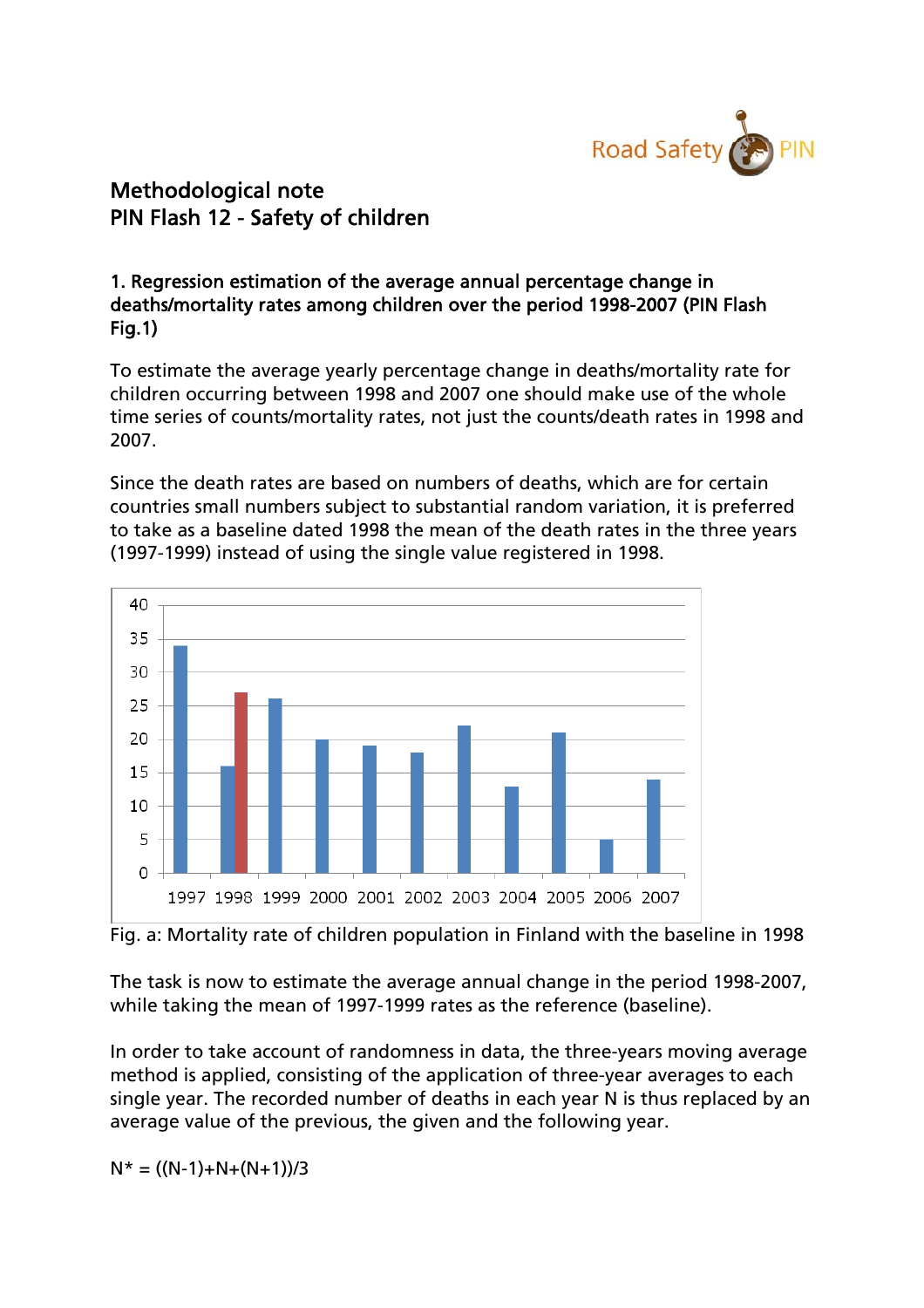# Methodological note
# PIN Flash 12 - Safety of children

### 1. Regression estimation of the average annual percentage change in deaths/mortality rates among children over the period 1998-2007 (PIN Flash Fig.1)

To estimate the average yearly percentage change in deaths/mortality rate for children occurring between 1998 and 2007 one should make use of the whole time series of counts/mortality rates, not just the counts/death rates in 1998 and 2007.

Since the death rates are based on numbers of deaths, which are for certain countries small numbers subject to substantial random variation, it is preferred to take as a baseline dated 1998 the mean of the death rates in the three years (1997-1999) instead of using the single value registered in 1998.

Fig. a: Mortality rate of children population in Finland with the baseline in 1998

The task is now to estimate the average annual change in the period 1998-2007, while taking the mean of 1997-1999 rates as the reference (baseline).

In order to take account of randomness in data, the three-years moving average method is applied, consisting of the application of three-year averages to each single year. The recorded number of deaths in each year N is thus replaced by an average value of the previous, the given and the following year.

$N^* = ((N-1)+N+(N+1))/3$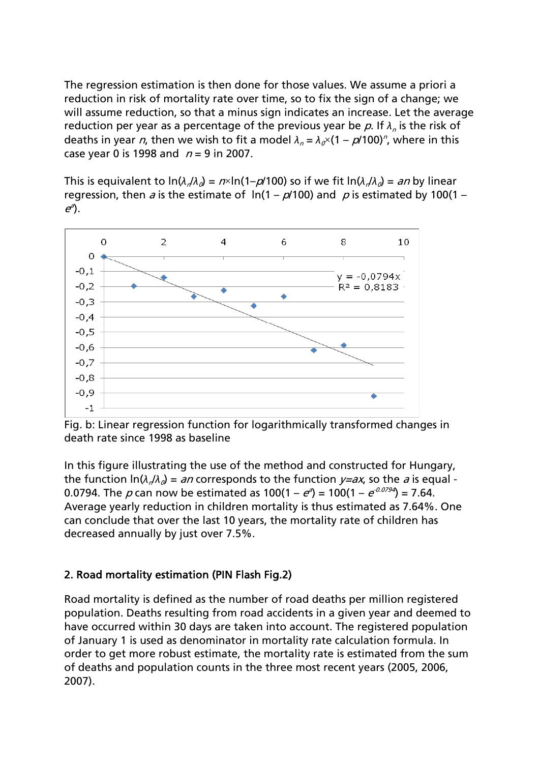The regression estimation is then done for those values. We assume a priori a reduction in risk of mortality rate over time, so to fix the sign of a change; we will assume reduction, so that a minus sign indicates an increase. Let the average reduction per year as a percentage of the previous year be $p$. If $\lambda_n$ is the risk of deaths in year $n$, then we wish to fit a model $\lambda_n = \lambda_0 \times (1 - p/100)^n$, where in this case year 0 is 1998 and $n = 9$ in 2007.

This is equivalent to $\ln(\lambda_n/\lambda_0) = n \times \ln(1 - p/100)$ so if we fit $\ln(\lambda_n/\lambda_0) = an$ by linear regression, then $a$ is the estimate of $\ln(1 - p/100)$ and $p$ is estimated by $100(1 - e^a)$.

Fig. b: Linear regression function for logarithmically transformed changes in death rate since 1998 as baseline

In this figure illustrating the use of the method and constructed for Hungary, the function $\ln(\lambda_n/\lambda_0) = an$ corresponds to the function $y = ax$, so the $a$ is equal -0.0794. The $p$ can now be estimated as $100(1 - e^a) = 100(1 - e^{-0.0794}) = 7.64$. Average yearly reduction in children mortality is thus estimated as 7.64%. One can conclude that over the last 10 years, the mortality rate of children has decreased annually by just over 7.5%.

## 2. Road mortality estimation (PIN Flash Fig.2)

Road mortality is defined as the number of road deaths per million registered population. Deaths resulting from road accidents in a given year and deemed to have occurred within 30 days are taken into account. The registered population of January 1 is used as denominator in mortality rate calculation formula. In order to get more robust estimate, the mortality rate is estimated from the sum of deaths and population counts in the three most recent years (2005, 2006, 2007).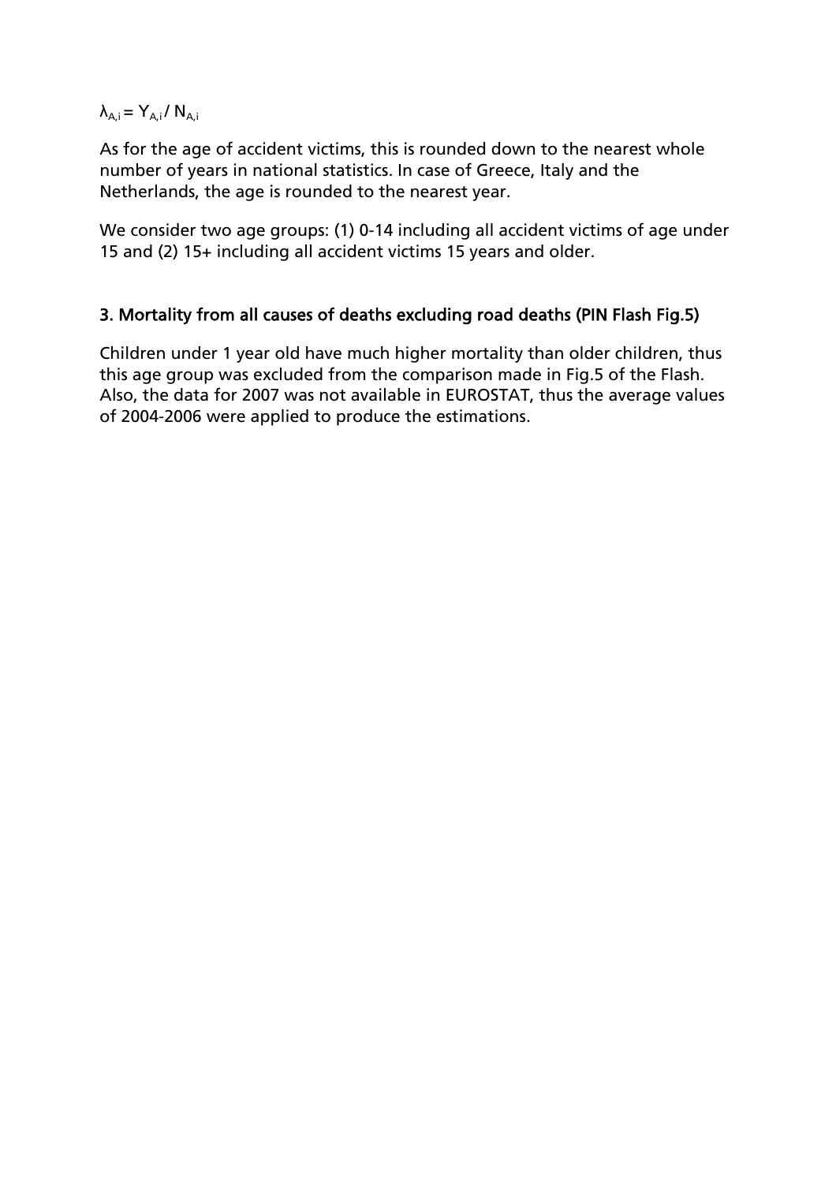$$\lambda_{A,i} = Y_{A,i} / N_{A,i}$$

As for the age of accident victims, this is rounded down to the nearest whole number of years in national statistics. In case of Greece, Italy and the Netherlands, the age is rounded to the nearest year.

We consider two age groups: (1) 0-14 including all accident victims of age under 15 and (2) 15+ including all accident victims 15 years and older.

### 3. Mortality from all causes of deaths excluding road deaths (PIN Flash Fig.5)

Children under 1 year old have much higher mortality than older children, thus this age group was excluded from the comparison made in Fig.5 of the Flash. Also, the data for 2007 was not available in EUROSTAT, thus the average values of 2004-2006 were applied to produce the estimations.